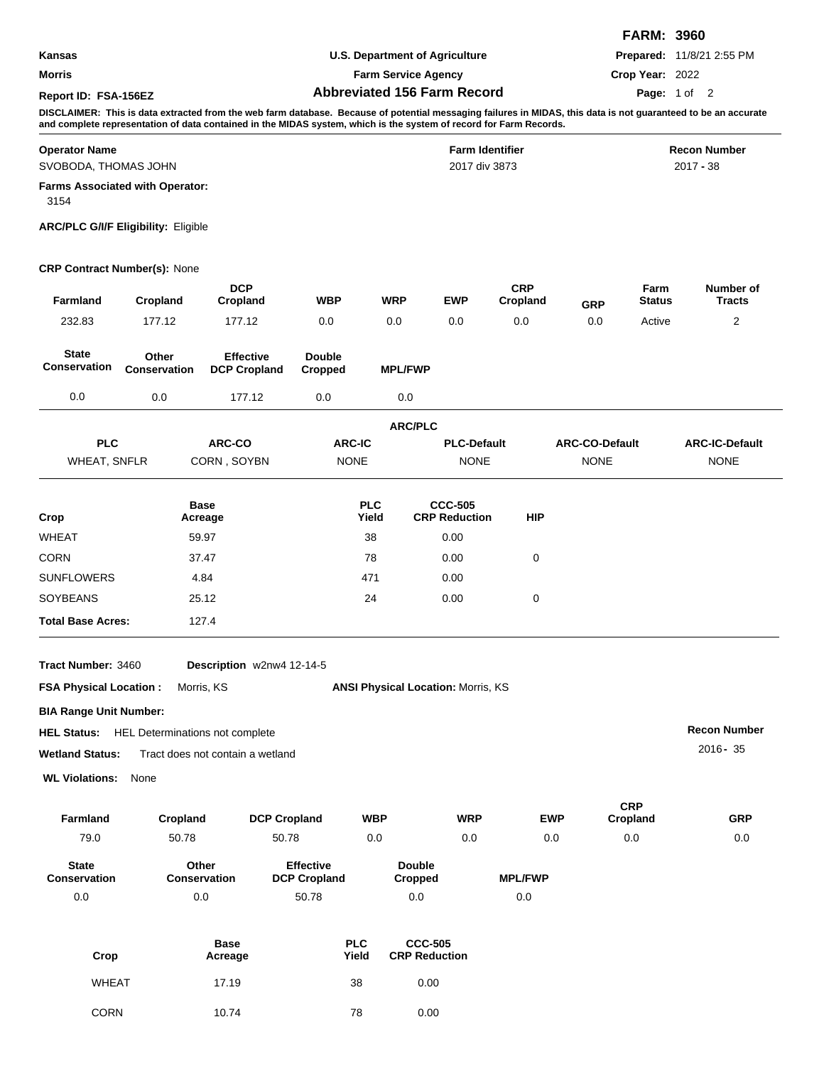**FARM: 3960**

| | | |
|---|---|---|
| Kansas | U.S. Department of Agriculture | **Prepared:** 11/8/21 2:55 PM |
| Morris | Farm Service Agency | **Crop Year:** 2022 |
| **Report ID: FSA-156EZ** | **Abbreviated 156 Farm Record** | |

**DISCLAIMER: This is data extracted from the web farm database. Because of potential messaging failures in MIDAS, this data is not guaranteed to be an accurate and complete representation of data contained in the MIDAS system, which is the system of record for Farm Records.**

| Operator Name | Farm Identifier | Recon Number |
|---|---|---|
| SVOBODA, THOMAS JOHN | 2017 div 3873 | 2017 - 38 |

**Farms Associated with Operator:**
3154

**ARC/PLC G/I/F Eligibility:** Eligible

**CRP Contract Number(s):** None

| Farmland | Cropland | DCP Cropland | WBP | WRP | EWP | CRP Cropland | GRP | Farm Status | Number of Tracts |
|---|---|---|---|---|---|---|---|---|---|
| 232.83 | 177.12 | 177.12 | 0.0 | 0.0 | 0.0 | 0.0 | 0.0 | Active | 2 |

| State Conservation | Other Conservation | Effective DCP Cropland | Double Cropped | MPL/FWP |
|---|---|---|---|---|
| 0.0 | 0.0 | 177.12 | 0.0 | 0.0 |

**ARC/PLC**

| PLC | ARC-CO | ARC-IC | PLC-Default | ARC-CO-Default | ARC-IC-Default |
|---|---|---|---|---|---|
| WHEAT, SNFLR | CORN , SOYBN | NONE | NONE | NONE | NONE |

| Crop | Base Acreage | PLC Yield | CCC-505 CRP Reduction | HIP |
|---|---|---|---|---|
| WHEAT | 59.97 | 38 | 0.00 | |
| CORN | 37.47 | 78 | 0.00 | 0 |
| SUNFLOWERS | 4.84 | 471 | 0.00 | |
| SOYBEANS | 25.12 | 24 | 0.00 | 0 |
| **Total Base Acres:** | 127.4 | | | |

**Tract Number:** 3460 **Description** w2nw4 12-14-5

**FSA Physical Location :** Morris, KS **ANSI Physical Location:** Morris, KS

**BIA Range Unit Number:**

**HEL Status:** HEL Determinations not complete

**Wetland Status:** Tract does not contain a wetland

**WL Violations:** None

**Recon Number** 2016 - 35

| Farmland | Cropland | DCP Cropland | WBP | WRP | EWP | CRP Cropland | GRP |
|---|---|---|---|---|---|---|---|
| 79.0 | 50.78 | 50.78 | 0.0 | 0.0 | 0.0 | 0.0 | 0.0 |

| State Conservation | Other Conservation | Effective DCP Cropland | Double Cropped | MPL/FWP |
|---|---|---|---|---|
| 0.0 | 0.0 | 50.78 | 0.0 | 0.0 |

| Crop | Base Acreage | PLC Yield | CCC-505 CRP Reduction |
|---|---|---|---|
| WHEAT | 17.19 | 38 | 0.00 |
| CORN | 10.74 | 78 | 0.00 |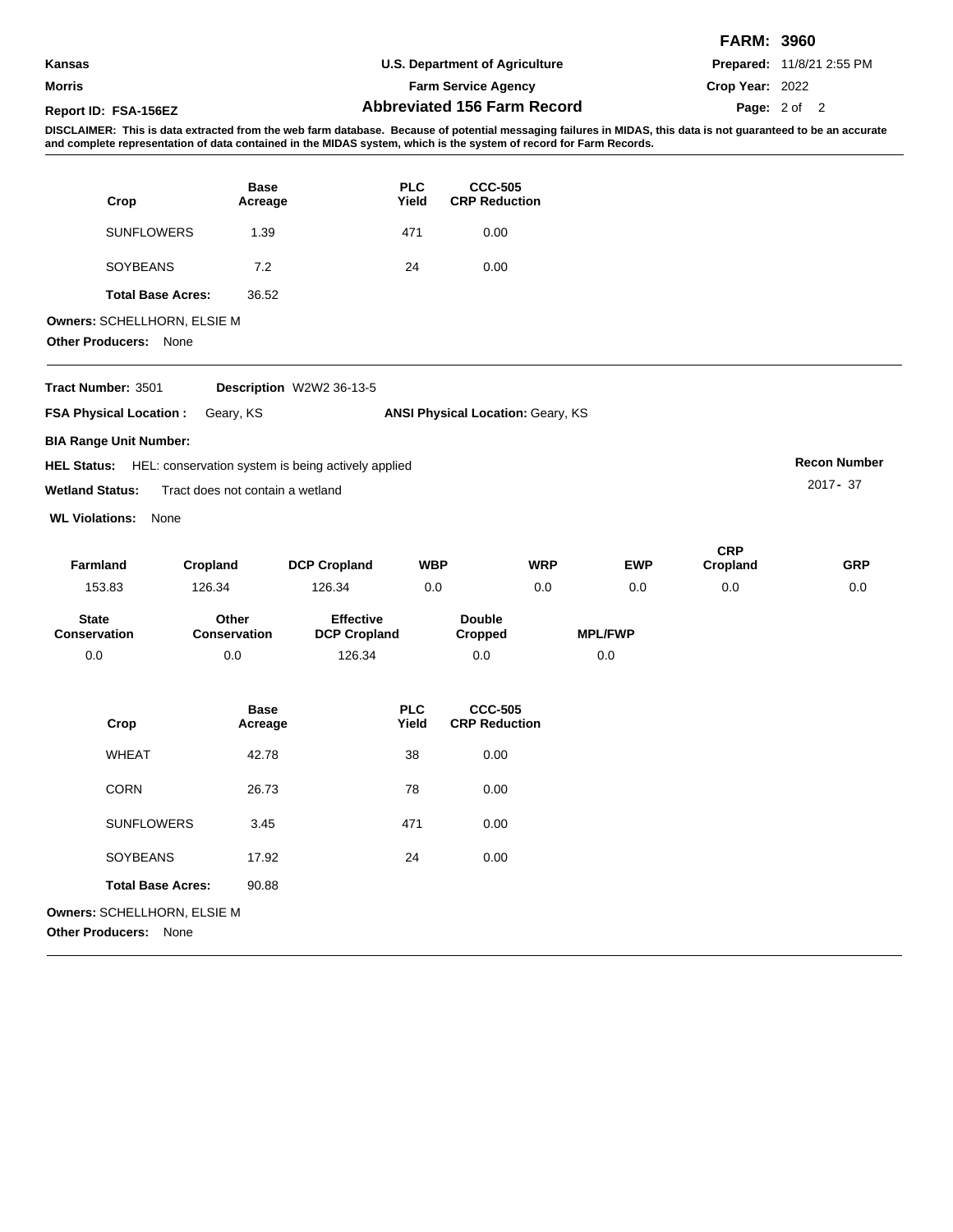| Crop | Base Acreage | PLC Yield | CCC-505 CRP Reduction |
|---|---|---|---|
| SUNFLOWERS | 1.39 | 471 | 0.00 |
| SOYBEANS | 7.2 | 24 | 0.00 |
| **Total Base Acres:** | 36.52 | | |

**Owners:** SCHELLHORN, ELSIE M

**Other Producers:** None

---

**Tract Number:** 3501 **Description** W2W2 36-13-5

**FSA Physical Location :** Geary, KS **ANSI Physical Location:** Geary, KS

**BIA Range Unit Number:**

**HEL Status:** HEL: conservation system is being actively applied

**Wetland Status:** Tract does not contain a wetland

**WL Violations:** None

**Recon Number** 2017 - 37

| Farmland | Cropland | DCP Cropland | WBP | WRP | EWP | CRP Cropland | GRP |
|---|---|---|---|---|---|---|---|
| 153.83 | 126.34 | 126.34 | 0.0 | 0.0 | 0.0 | 0.0 | 0.0 |

| State Conservation | Other Conservation | Effective DCP Cropland | Double Cropped | MPL/FWP |
|---|---|---|---|---|
| 0.0 | 0.0 | 126.34 | 0.0 | 0.0 |

| Crop | Base Acreage | PLC Yield | CCC-505 CRP Reduction |
|---|---|---|---|
| WHEAT | 42.78 | 38 | 0.00 |
| CORN | 26.73 | 78 | 0.00 |
| SUNFLOWERS | 3.45 | 471 | 0.00 |
| SOYBEANS | 17.92 | 24 | 0.00 |
| **Total Base Acres:** | 90.88 | | |

**Owners:** SCHELLHORN, ELSIE M

**Other Producers:** None